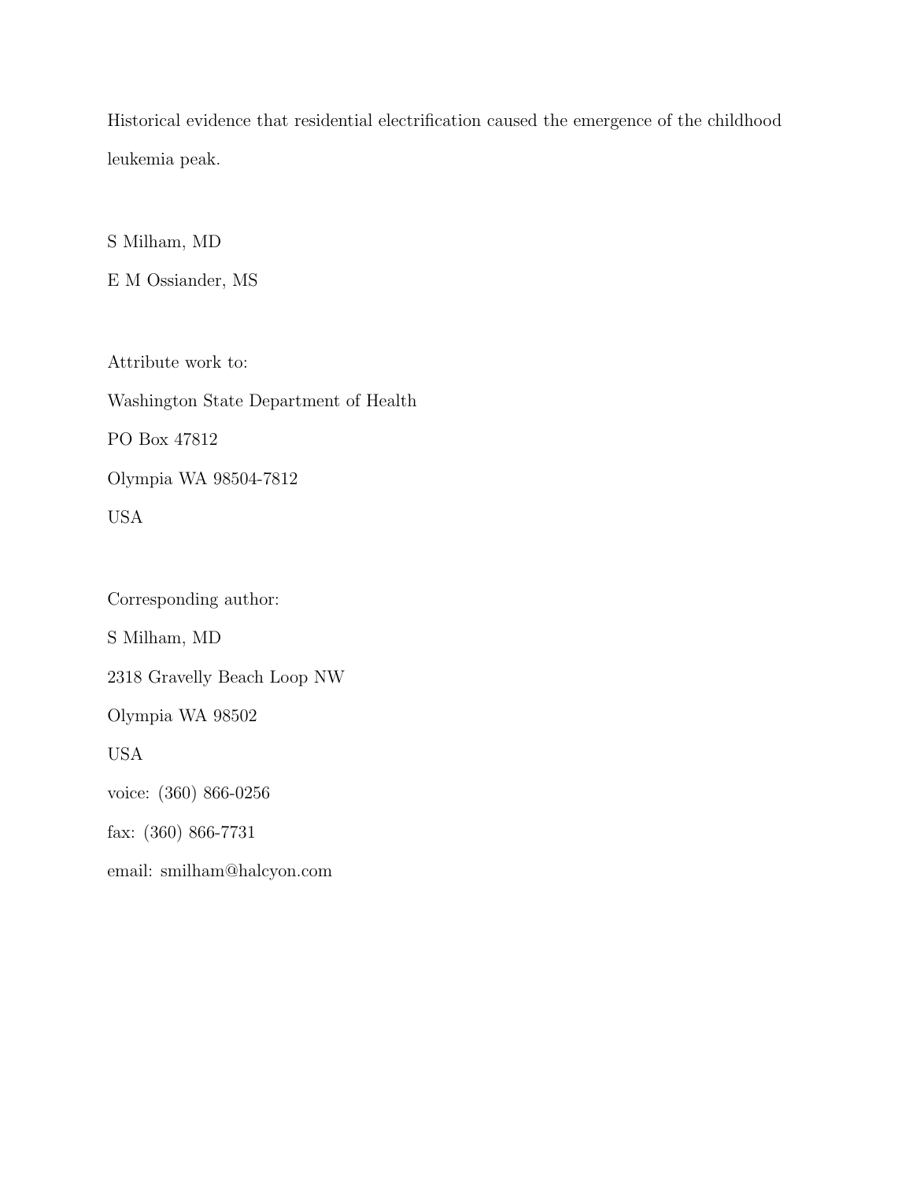# Historical evidence that residential electrification caused the emergence of the childhood leukemia peak.

S Milham, MD

E M Ossiander, MS

Attribute work to:

Washington State Department of Health

PO Box 47812

Olympia WA 98504-7812

USA

Corresponding author:

S Milham, MD

2318 Gravelly Beach Loop NW

Olympia WA 98502

USA

voice: (360) 866-0256

fax: (360) 866-7731

email: smilham@halcyon.com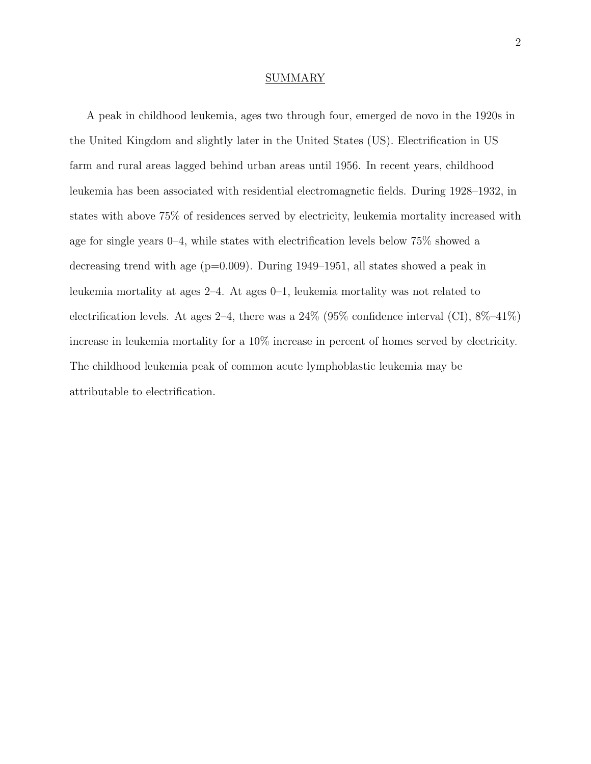## SUMMARY

A peak in childhood leukemia, ages two through four, emerged de novo in the 1920s in the United Kingdom and slightly later in the United States (US). Electrification in US farm and rural areas lagged behind urban areas until 1956. In recent years, childhood leukemia has been associated with residential electromagnetic fields. During 1928–1932, in states with above 75% of residences served by electricity, leukemia mortality increased with age for single years 0–4, while states with electrification levels below 75% showed a decreasing trend with age ($p=0.009$). During 1949–1951, all states showed a peak in leukemia mortality at ages 2–4. At ages 0–1, leukemia mortality was not related to electrification levels. At ages 2–4, there was a 24% (95% confidence interval (CI), 8%–41%) increase in leukemia mortality for a 10% increase in percent of homes served by electricity. The childhood leukemia peak of common acute lymphoblastic leukemia may be attributable to electrification.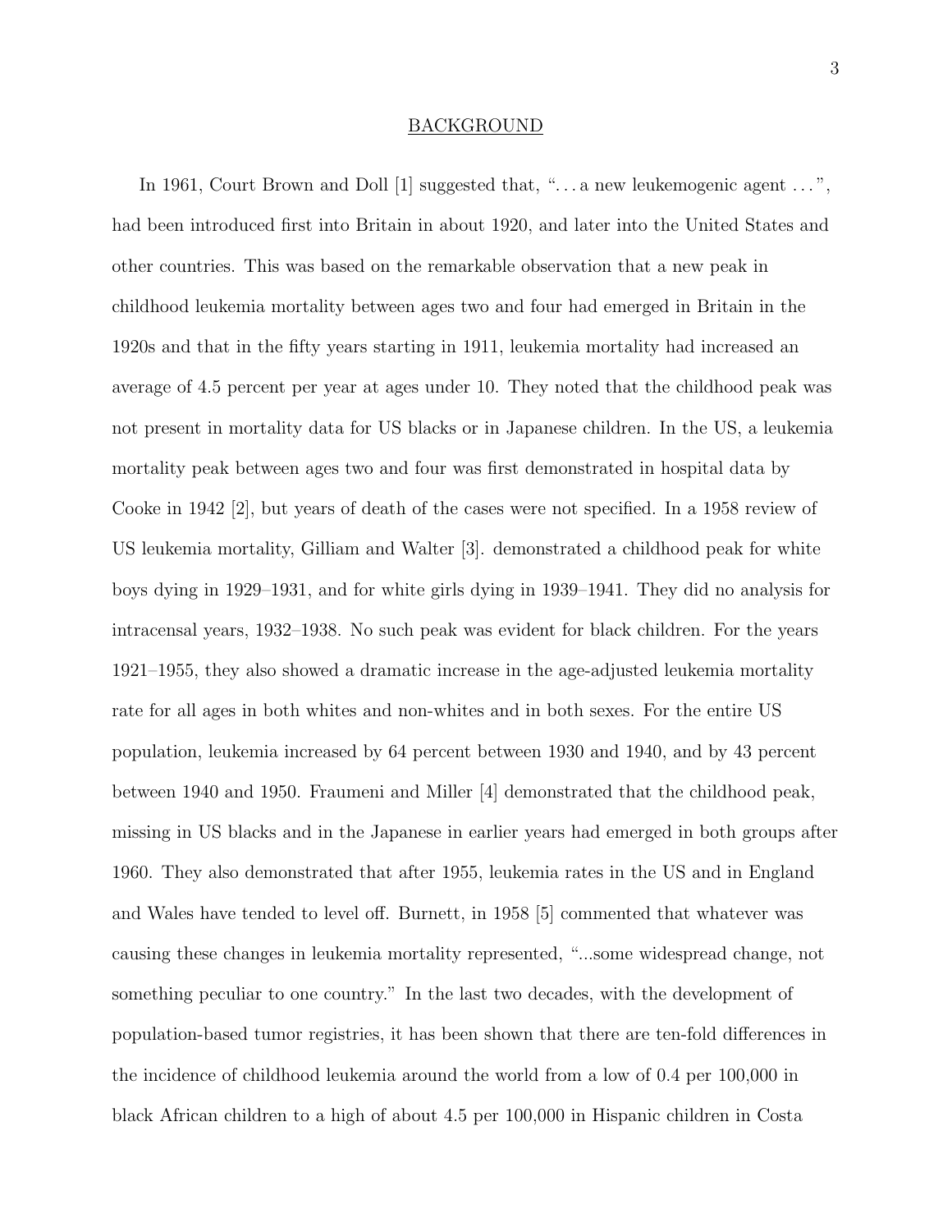## BACKGROUND

In 1961, Court Brown and Doll [1] suggested that, "... a new leukemogenic agent ...", had been introduced first into Britain in about 1920, and later into the United States and other countries. This was based on the remarkable observation that a new peak in childhood leukemia mortality between ages two and four had emerged in Britain in the 1920s and that in the fifty years starting in 1911, leukemia mortality had increased an average of 4.5 percent per year at ages under 10. They noted that the childhood peak was not present in mortality data for US blacks or in Japanese children. In the US, a leukemia mortality peak between ages two and four was first demonstrated in hospital data by Cooke in 1942 [2], but years of death of the cases were not specified. In a 1958 review of US leukemia mortality, Gilliam and Walter [3]. demonstrated a childhood peak for white boys dying in 1929–1931, and for white girls dying in 1939–1941. They did no analysis for intracensal years, 1932–1938. No such peak was evident for black children. For the years 1921–1955, they also showed a dramatic increase in the age-adjusted leukemia mortality rate for all ages in both whites and non-whites and in both sexes. For the entire US population, leukemia increased by 64 percent between 1930 and 1940, and by 43 percent between 1940 and 1950. Fraumeni and Miller [4] demonstrated that the childhood peak, missing in US blacks and in the Japanese in earlier years had emerged in both groups after 1960. They also demonstrated that after 1955, leukemia rates in the US and in England and Wales have tended to level off. Burnett, in 1958 [5] commented that whatever was causing these changes in leukemia mortality represented, "...some widespread change, not something peculiar to one country." In the last two decades, with the development of population-based tumor registries, it has been shown that there are ten-fold differences in the incidence of childhood leukemia around the world from a low of 0.4 per 100,000 in black African children to a high of about 4.5 per 100,000 in Hispanic children in Costa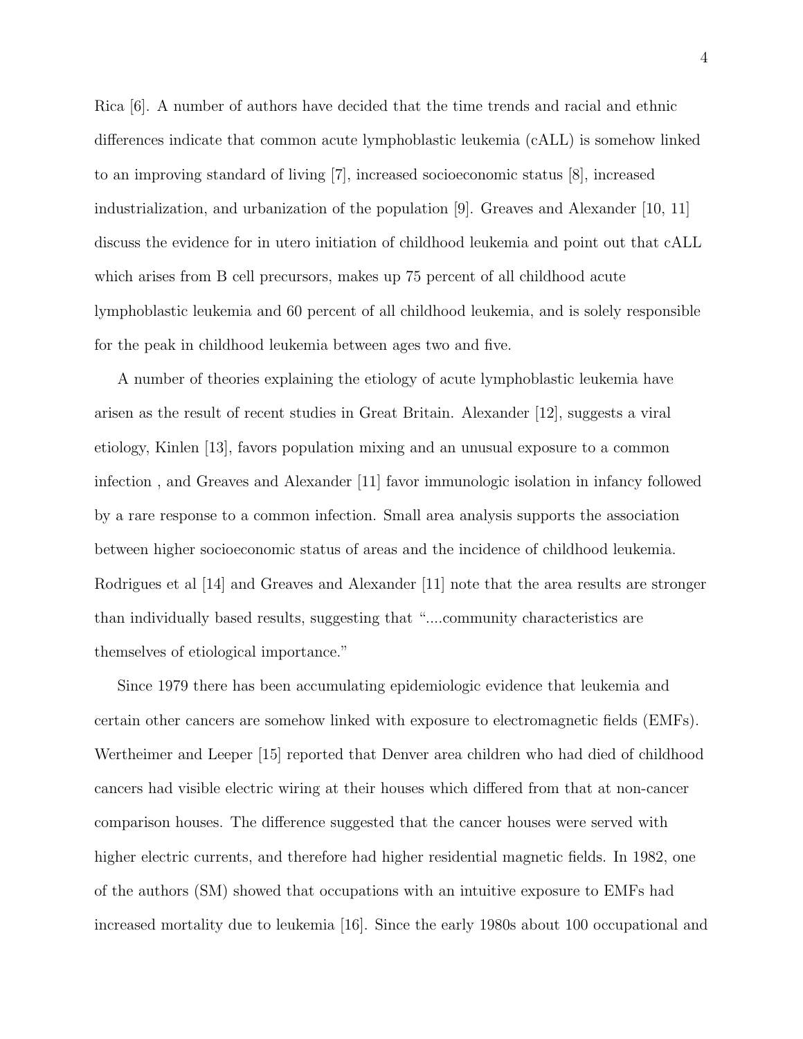Rica [6]. A number of authors have decided that the time trends and racial and ethnic differences indicate that common acute lymphoblastic leukemia (cALL) is somehow linked to an improving standard of living [7], increased socioeconomic status [8], increased industrialization, and urbanization of the population [9]. Greaves and Alexander [10, 11] discuss the evidence for in utero initiation of childhood leukemia and point out that cALL which arises from B cell precursors, makes up 75 percent of all childhood acute lymphoblastic leukemia and 60 percent of all childhood leukemia, and is solely responsible for the peak in childhood leukemia between ages two and five.

A number of theories explaining the etiology of acute lymphoblastic leukemia have arisen as the result of recent studies in Great Britain. Alexander [12], suggests a viral etiology, Kinlen [13], favors population mixing and an unusual exposure to a common infection , and Greaves and Alexander [11] favor immunologic isolation in infancy followed by a rare response to a common infection. Small area analysis supports the association between higher socioeconomic status of areas and the incidence of childhood leukemia. Rodrigues et al [14] and Greaves and Alexander [11] note that the area results are stronger than individually based results, suggesting that "....community characteristics are themselves of etiological importance."

Since 1979 there has been accumulating epidemiologic evidence that leukemia and certain other cancers are somehow linked with exposure to electromagnetic fields (EMFs). Wertheimer and Leeper [15] reported that Denver area children who had died of childhood cancers had visible electric wiring at their houses which differed from that at non-cancer comparison houses. The difference suggested that the cancer houses were served with higher electric currents, and therefore had higher residential magnetic fields. In 1982, one of the authors (SM) showed that occupations with an intuitive exposure to EMFs had increased mortality due to leukemia [16]. Since the early 1980s about 100 occupational and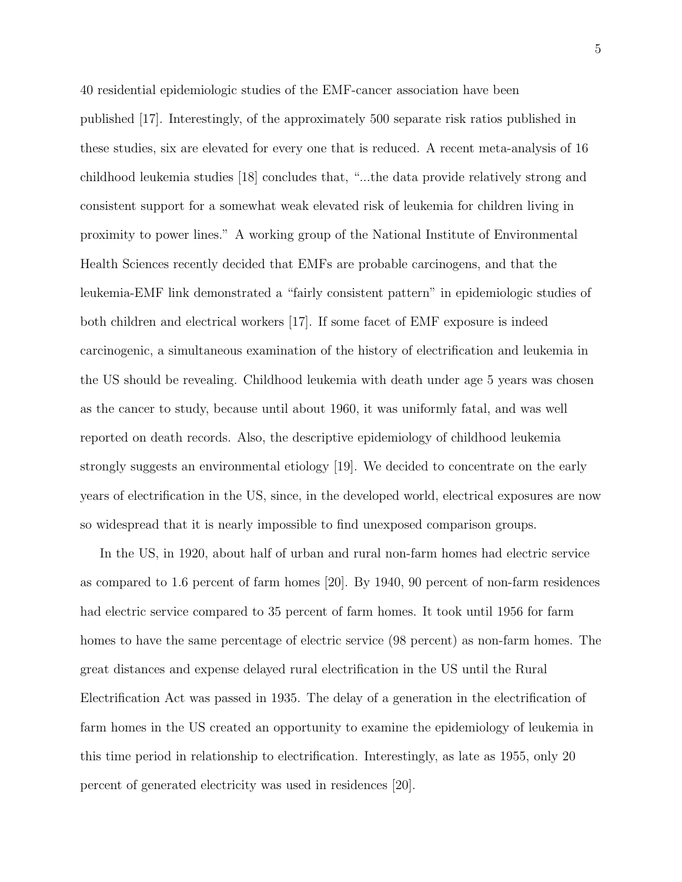40 residential epidemiologic studies of the EMF-cancer association have been published [17]. Interestingly, of the approximately 500 separate risk ratios published in these studies, six are elevated for every one that is reduced. A recent meta-analysis of 16 childhood leukemia studies [18] concludes that, "...the data provide relatively strong and consistent support for a somewhat weak elevated risk of leukemia for children living in proximity to power lines." A working group of the National Institute of Environmental Health Sciences recently decided that EMFs are probable carcinogens, and that the leukemia-EMF link demonstrated a "fairly consistent pattern" in epidemiologic studies of both children and electrical workers [17]. If some facet of EMF exposure is indeed carcinogenic, a simultaneous examination of the history of electrification and leukemia in the US should be revealing. Childhood leukemia with death under age 5 years was chosen as the cancer to study, because until about 1960, it was uniformly fatal, and was well reported on death records. Also, the descriptive epidemiology of childhood leukemia strongly suggests an environmental etiology [19]. We decided to concentrate on the early years of electrification in the US, since, in the developed world, electrical exposures are now so widespread that it is nearly impossible to find unexposed comparison groups.

In the US, in 1920, about half of urban and rural non-farm homes had electric service as compared to 1.6 percent of farm homes [20]. By 1940, 90 percent of non-farm residences had electric service compared to 35 percent of farm homes. It took until 1956 for farm homes to have the same percentage of electric service (98 percent) as non-farm homes. The great distances and expense delayed rural electrification in the US until the Rural Electrification Act was passed in 1935. The delay of a generation in the electrification of farm homes in the US created an opportunity to examine the epidemiology of leukemia in this time period in relationship to electrification. Interestingly, as late as 1955, only 20 percent of generated electricity was used in residences [20].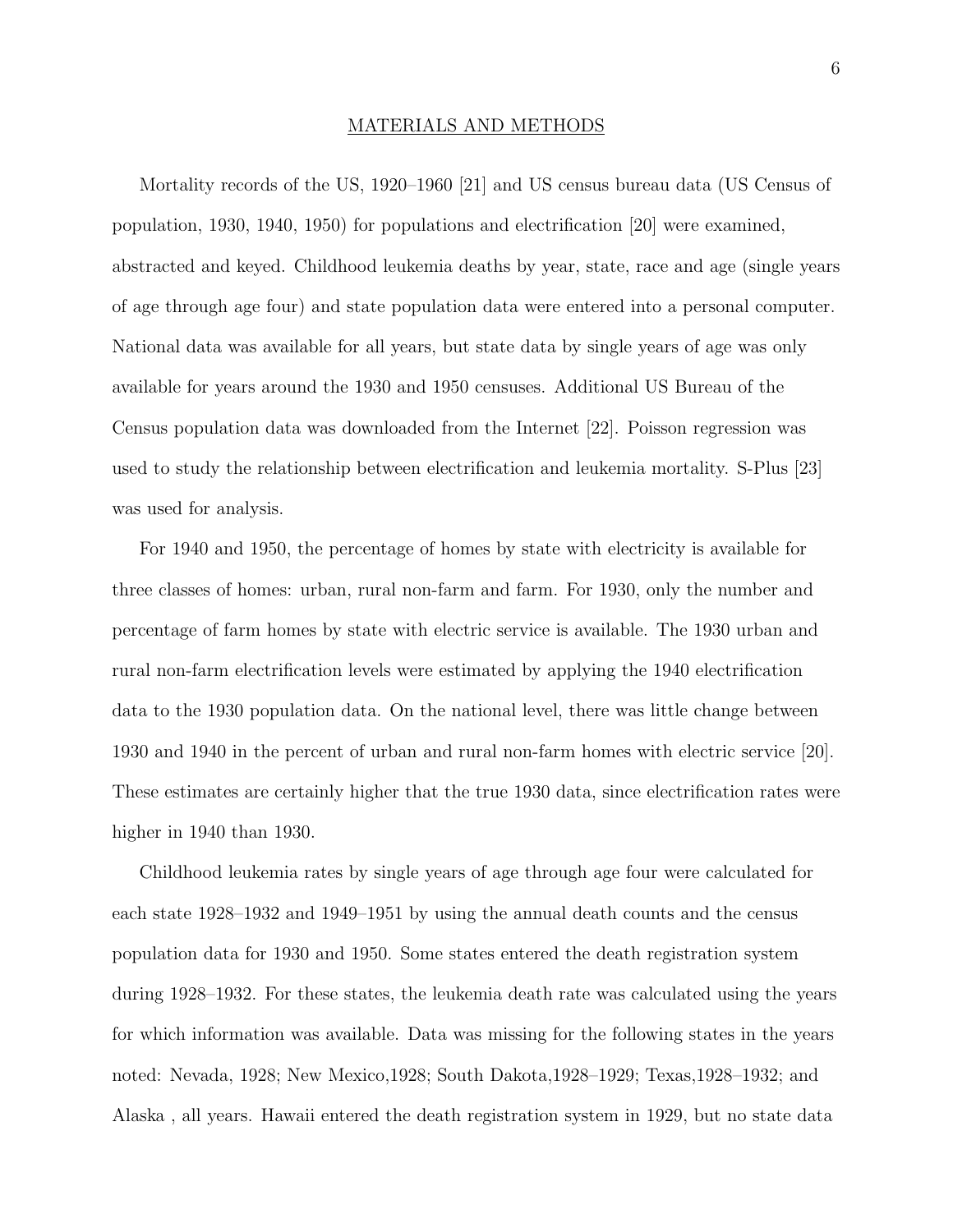## MATERIALS AND METHODS

Mortality records of the US, 1920–1960 [21] and US census bureau data (US Census of population, 1930, 1940, 1950) for populations and electrification [20] were examined, abstracted and keyed. Childhood leukemia deaths by year, state, race and age (single years of age through age four) and state population data were entered into a personal computer. National data was available for all years, but state data by single years of age was only available for years around the 1930 and 1950 censuses. Additional US Bureau of the Census population data was downloaded from the Internet [22]. Poisson regression was used to study the relationship between electrification and leukemia mortality. S-Plus [23] was used for analysis.

For 1940 and 1950, the percentage of homes by state with electricity is available for three classes of homes: urban, rural non-farm and farm. For 1930, only the number and percentage of farm homes by state with electric service is available. The 1930 urban and rural non-farm electrification levels were estimated by applying the 1940 electrification data to the 1930 population data. On the national level, there was little change between 1930 and 1940 in the percent of urban and rural non-farm homes with electric service [20]. These estimates are certainly higher that the true 1930 data, since electrification rates were higher in 1940 than 1930.

Childhood leukemia rates by single years of age through age four were calculated for each state 1928–1932 and 1949–1951 by using the annual death counts and the census population data for 1930 and 1950. Some states entered the death registration system during 1928–1932. For these states, the leukemia death rate was calculated using the years for which information was available. Data was missing for the following states in the years noted: Nevada, 1928; New Mexico,1928; South Dakota,1928–1929; Texas,1928–1932; and Alaska , all years. Hawaii entered the death registration system in 1929, but no state data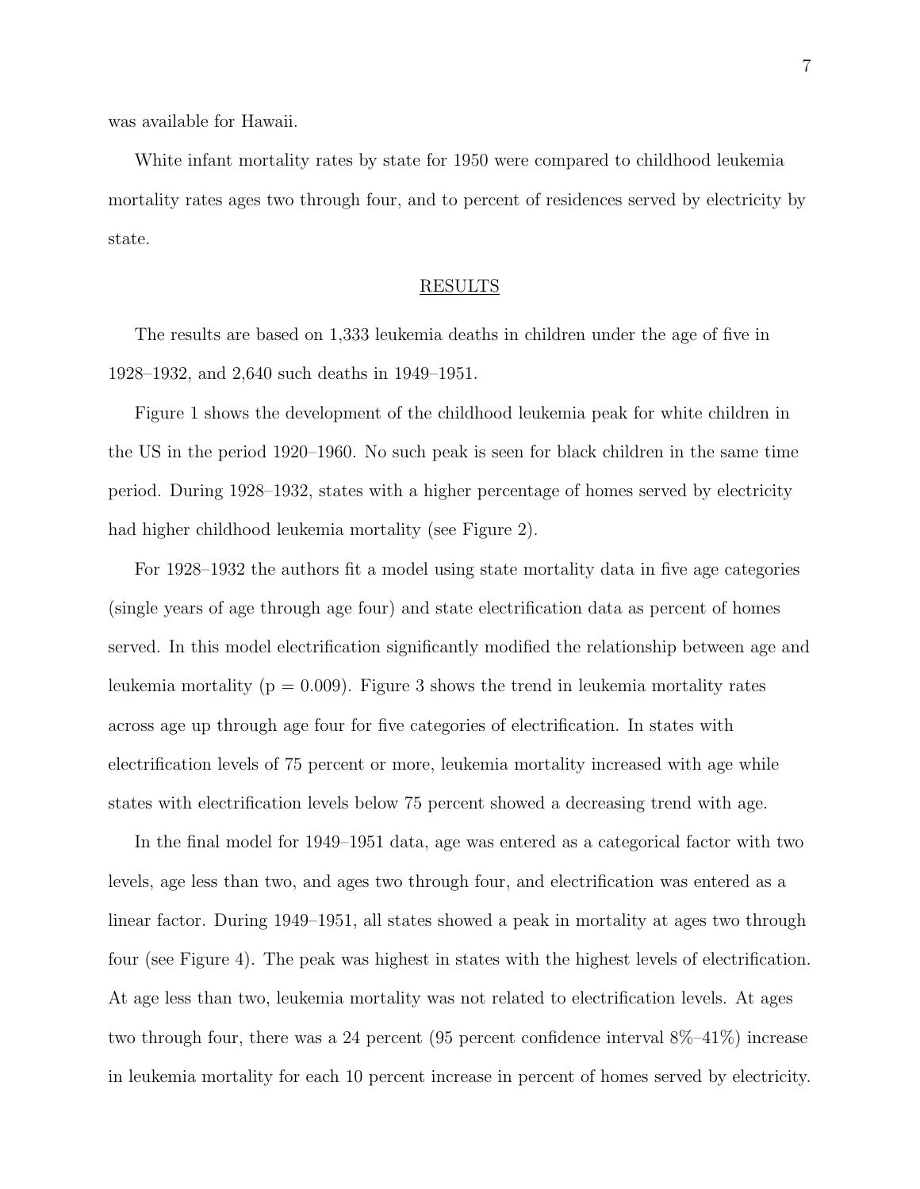was available for Hawaii.

White infant mortality rates by state for 1950 were compared to childhood leukemia mortality rates ages two through four, and to percent of residences served by electricity by state.

## RESULTS

The results are based on 1,333 leukemia deaths in children under the age of five in 1928–1932, and 2,640 such deaths in 1949–1951.

Figure 1 shows the development of the childhood leukemia peak for white children in the US in the period 1920–1960. No such peak is seen for black children in the same time period. During 1928–1932, states with a higher percentage of homes served by electricity had higher childhood leukemia mortality (see Figure 2).

For 1928–1932 the authors fit a model using state mortality data in five age categories (single years of age through age four) and state electrification data as percent of homes served. In this model electrification significantly modified the relationship between age and leukemia mortality ($p = 0.009$). Figure 3 shows the trend in leukemia mortality rates across age up through age four for five categories of electrification. In states with electrification levels of 75 percent or more, leukemia mortality increased with age while states with electrification levels below 75 percent showed a decreasing trend with age.

In the final model for 1949–1951 data, age was entered as a categorical factor with two levels, age less than two, and ages two through four, and electrification was entered as a linear factor. During 1949–1951, all states showed a peak in mortality at ages two through four (see Figure 4). The peak was highest in states with the highest levels of electrification. At age less than two, leukemia mortality was not related to electrification levels. At ages two through four, there was a 24 percent (95 percent confidence interval 8%–41%) increase in leukemia mortality for each 10 percent increase in percent of homes served by electricity.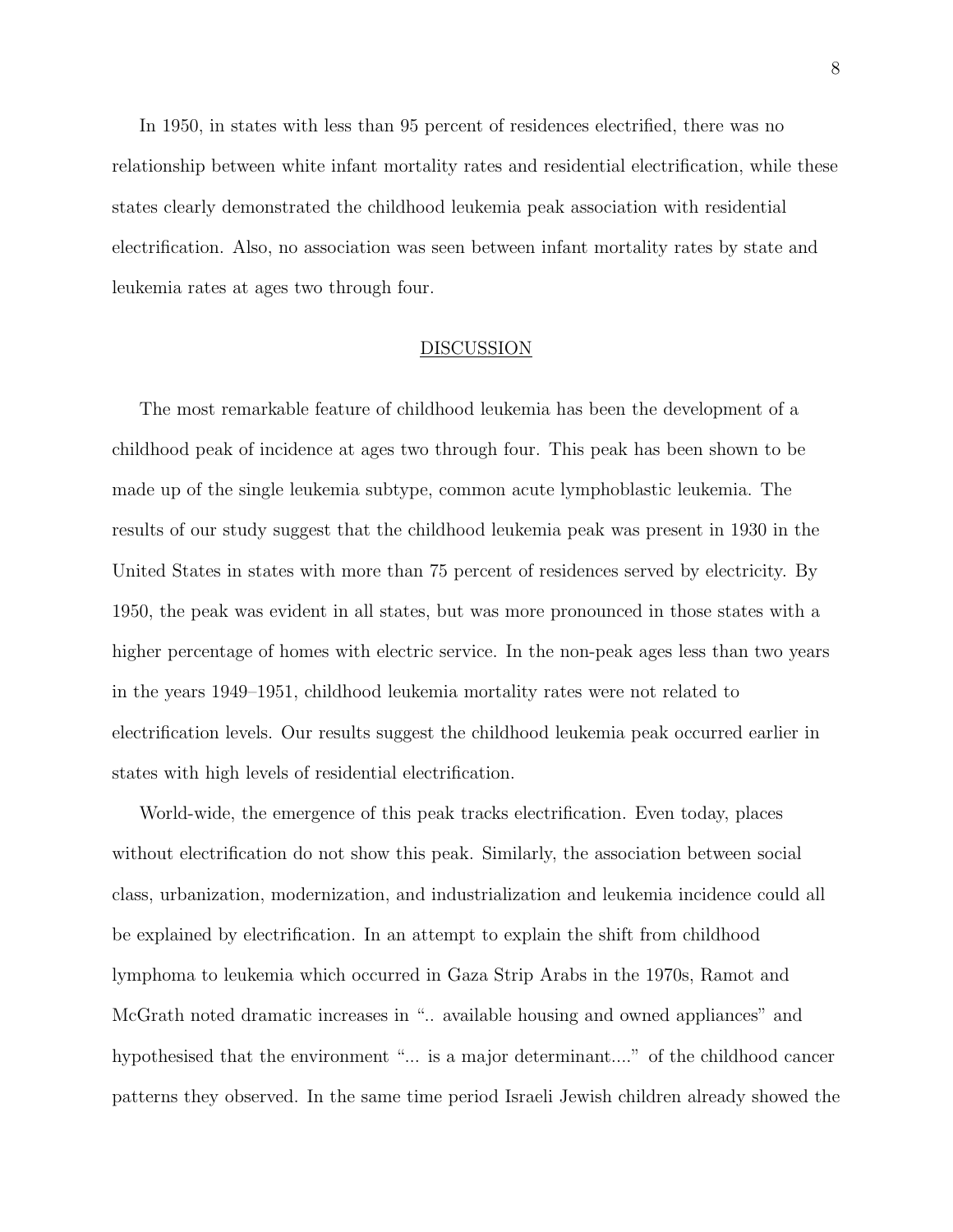In 1950, in states with less than 95 percent of residences electrified, there was no relationship between white infant mortality rates and residential electrification, while these states clearly demonstrated the childhood leukemia peak association with residential electrification. Also, no association was seen between infant mortality rates by state and leukemia rates at ages two through four.

## DISCUSSION

The most remarkable feature of childhood leukemia has been the development of a childhood peak of incidence at ages two through four. This peak has been shown to be made up of the single leukemia subtype, common acute lymphoblastic leukemia. The results of our study suggest that the childhood leukemia peak was present in 1930 in the United States in states with more than 75 percent of residences served by electricity. By 1950, the peak was evident in all states, but was more pronounced in those states with a higher percentage of homes with electric service. In the non-peak ages less than two years in the years 1949–1951, childhood leukemia mortality rates were not related to electrification levels. Our results suggest the childhood leukemia peak occurred earlier in states with high levels of residential electrification.

World-wide, the emergence of this peak tracks electrification. Even today, places without electrification do not show this peak. Similarly, the association between social class, urbanization, modernization, and industrialization and leukemia incidence could all be explained by electrification. In an attempt to explain the shift from childhood lymphoma to leukemia which occurred in Gaza Strip Arabs in the 1970s, Ramot and McGrath noted dramatic increases in ".. available housing and owned appliances" and hypothesised that the environment "... is a major determinant...." of the childhood cancer patterns they observed. In the same time period Israeli Jewish children already showed the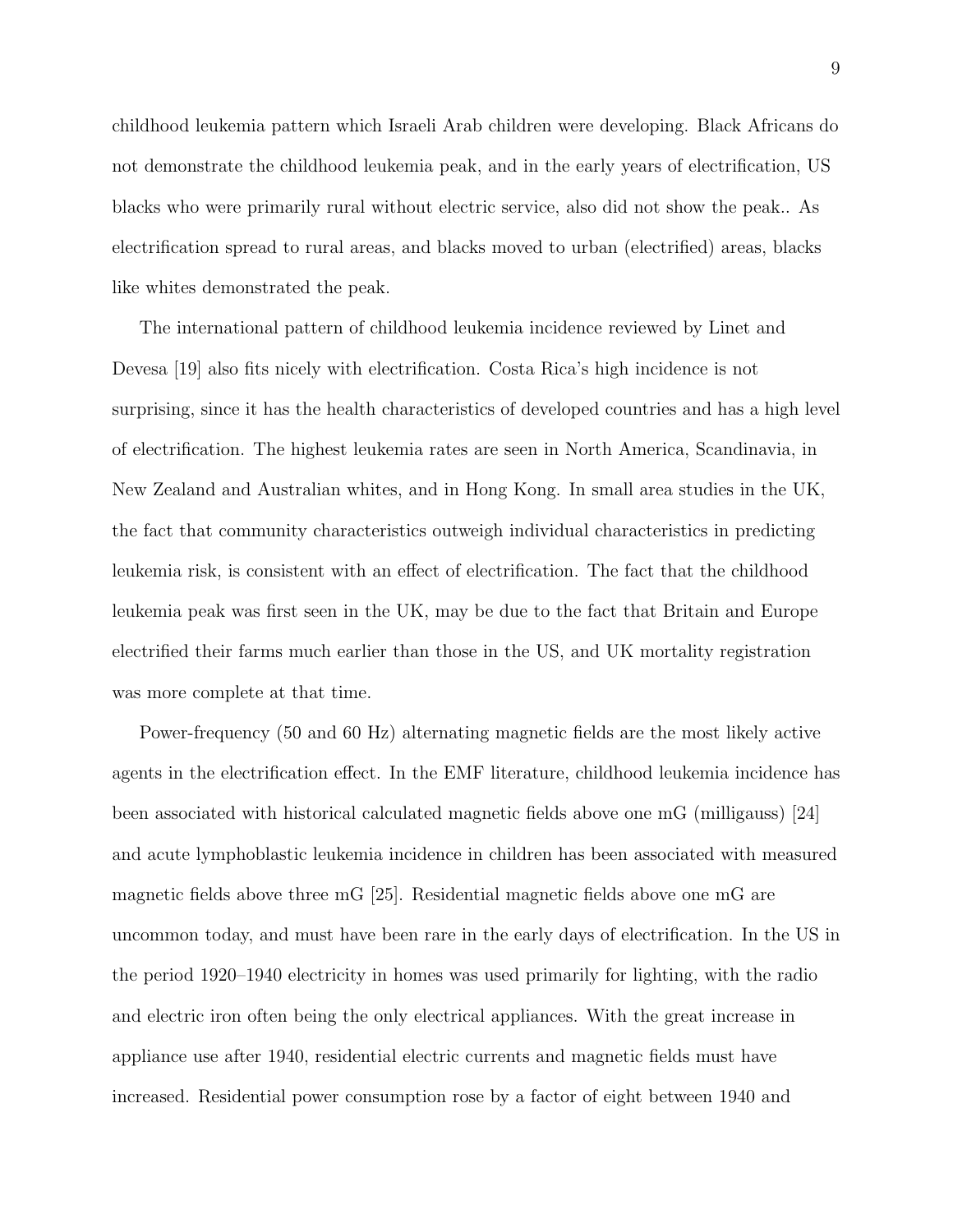childhood leukemia pattern which Israeli Arab children were developing. Black Africans do not demonstrate the childhood leukemia peak, and in the early years of electrification, US blacks who were primarily rural without electric service, also did not show the peak.. As electrification spread to rural areas, and blacks moved to urban (electrified) areas, blacks like whites demonstrated the peak.

The international pattern of childhood leukemia incidence reviewed by Linet and Devesa [19] also fits nicely with electrification. Costa Rica's high incidence is not surprising, since it has the health characteristics of developed countries and has a high level of electrification. The highest leukemia rates are seen in North America, Scandinavia, in New Zealand and Australian whites, and in Hong Kong. In small area studies in the UK, the fact that community characteristics outweigh individual characteristics in predicting leukemia risk, is consistent with an effect of electrification. The fact that the childhood leukemia peak was first seen in the UK, may be due to the fact that Britain and Europe electrified their farms much earlier than those in the US, and UK mortality registration was more complete at that time.

Power-frequency (50 and 60 Hz) alternating magnetic fields are the most likely active agents in the electrification effect. In the EMF literature, childhood leukemia incidence has been associated with historical calculated magnetic fields above one mG (milligauss) [24] and acute lymphoblastic leukemia incidence in children has been associated with measured magnetic fields above three mG [25]. Residential magnetic fields above one mG are uncommon today, and must have been rare in the early days of electrification. In the US in the period 1920–1940 electricity in homes was used primarily for lighting, with the radio and electric iron often being the only electrical appliances. With the great increase in appliance use after 1940, residential electric currents and magnetic fields must have increased. Residential power consumption rose by a factor of eight between 1940 and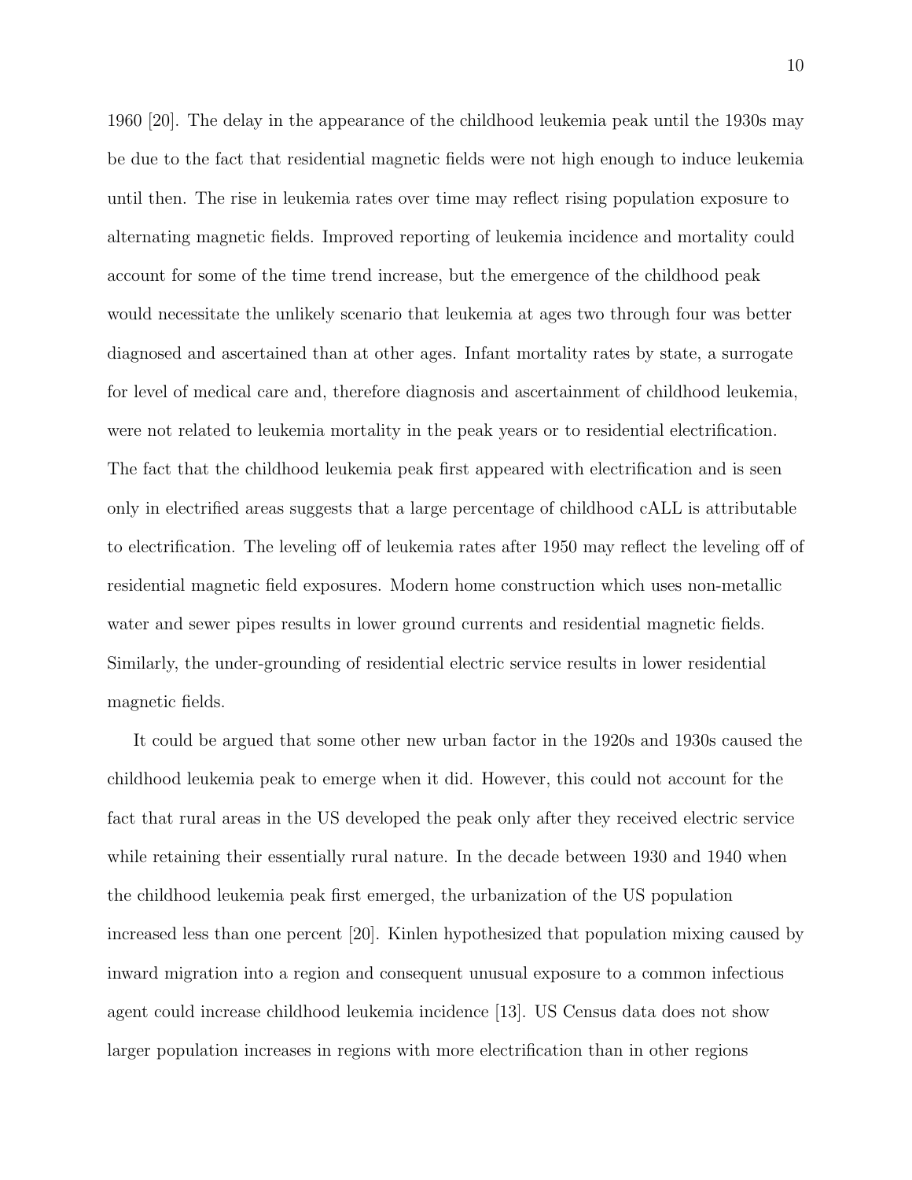1960 [20]. The delay in the appearance of the childhood leukemia peak until the 1930s may be due to the fact that residential magnetic fields were not high enough to induce leukemia until then. The rise in leukemia rates over time may reflect rising population exposure to alternating magnetic fields. Improved reporting of leukemia incidence and mortality could account for some of the time trend increase, but the emergence of the childhood peak would necessitate the unlikely scenario that leukemia at ages two through four was better diagnosed and ascertained than at other ages. Infant mortality rates by state, a surrogate for level of medical care and, therefore diagnosis and ascertainment of childhood leukemia, were not related to leukemia mortality in the peak years or to residential electrification. The fact that the childhood leukemia peak first appeared with electrification and is seen only in electrified areas suggests that a large percentage of childhood cALL is attributable to electrification. The leveling off of leukemia rates after 1950 may reflect the leveling off of residential magnetic field exposures. Modern home construction which uses non-metallic water and sewer pipes results in lower ground currents and residential magnetic fields. Similarly, the under-grounding of residential electric service results in lower residential magnetic fields.

It could be argued that some other new urban factor in the 1920s and 1930s caused the childhood leukemia peak to emerge when it did. However, this could not account for the fact that rural areas in the US developed the peak only after they received electric service while retaining their essentially rural nature. In the decade between 1930 and 1940 when the childhood leukemia peak first emerged, the urbanization of the US population increased less than one percent [20]. Kinlen hypothesized that population mixing caused by inward migration into a region and consequent unusual exposure to a common infectious agent could increase childhood leukemia incidence [13]. US Census data does not show larger population increases in regions with more electrification than in other regions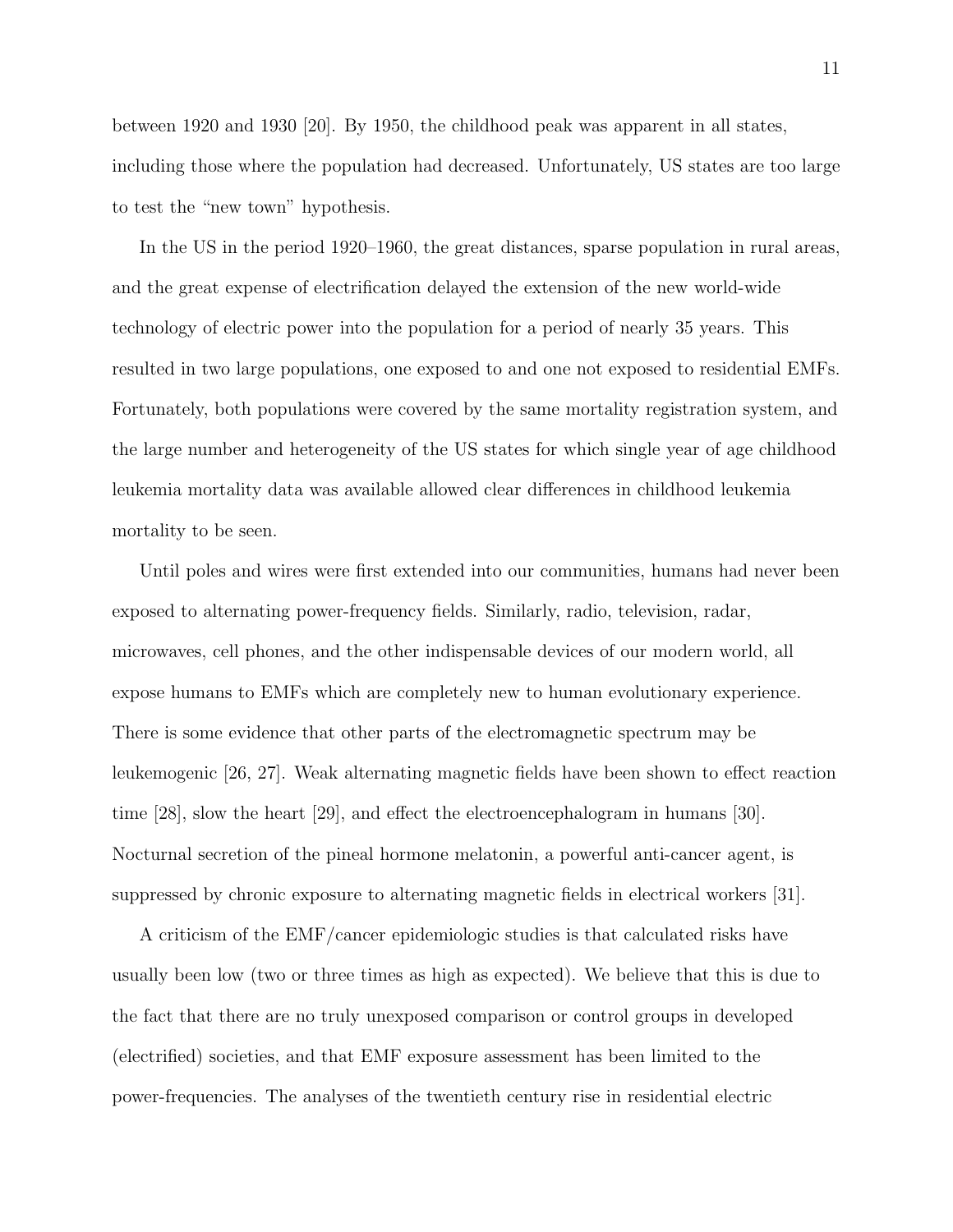between 1920 and 1930 [20]. By 1950, the childhood peak was apparent in all states, including those where the population had decreased. Unfortunately, US states are too large to test the "new town" hypothesis.

In the US in the period 1920–1960, the great distances, sparse population in rural areas, and the great expense of electrification delayed the extension of the new world-wide technology of electric power into the population for a period of nearly 35 years. This resulted in two large populations, one exposed to and one not exposed to residential EMFs. Fortunately, both populations were covered by the same mortality registration system, and the large number and heterogeneity of the US states for which single year of age childhood leukemia mortality data was available allowed clear differences in childhood leukemia mortality to be seen.

Until poles and wires were first extended into our communities, humans had never been exposed to alternating power-frequency fields. Similarly, radio, television, radar, microwaves, cell phones, and the other indispensable devices of our modern world, all expose humans to EMFs which are completely new to human evolutionary experience. There is some evidence that other parts of the electromagnetic spectrum may be leukemogenic [26, 27]. Weak alternating magnetic fields have been shown to effect reaction time [28], slow the heart [29], and effect the electroencephalogram in humans [30]. Nocturnal secretion of the pineal hormone melatonin, a powerful anti-cancer agent, is suppressed by chronic exposure to alternating magnetic fields in electrical workers [31].

A criticism of the EMF/cancer epidemiologic studies is that calculated risks have usually been low (two or three times as high as expected). We believe that this is due to the fact that there are no truly unexposed comparison or control groups in developed (electrified) societies, and that EMF exposure assessment has been limited to the power-frequencies. The analyses of the twentieth century rise in residential electric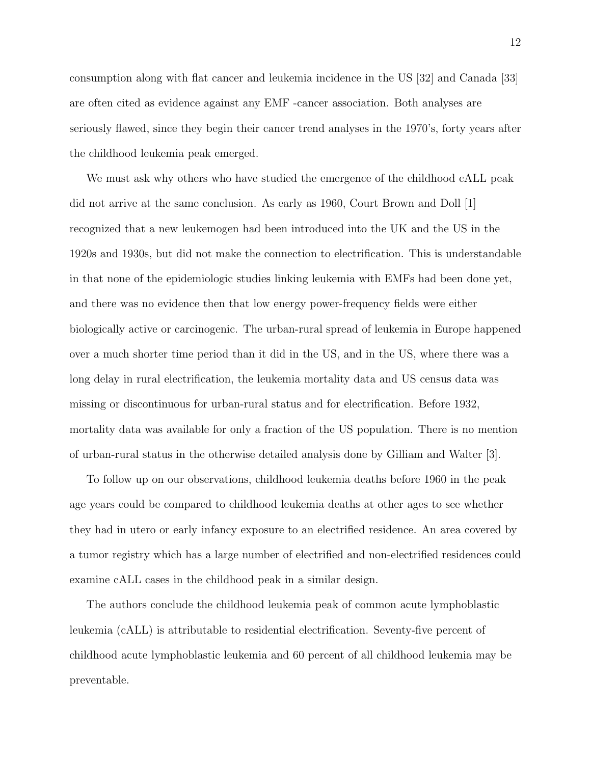consumption along with flat cancer and leukemia incidence in the US [32] and Canada [33] are often cited as evidence against any EMF -cancer association. Both analyses are seriously flawed, since they begin their cancer trend analyses in the 1970's, forty years after the childhood leukemia peak emerged.

We must ask why others who have studied the emergence of the childhood cALL peak did not arrive at the same conclusion. As early as 1960, Court Brown and Doll [1] recognized that a new leukemogen had been introduced into the UK and the US in the 1920s and 1930s, but did not make the connection to electrification. This is understandable in that none of the epidemiologic studies linking leukemia with EMFs had been done yet, and there was no evidence then that low energy power-frequency fields were either biologically active or carcinogenic. The urban-rural spread of leukemia in Europe happened over a much shorter time period than it did in the US, and in the US, where there was a long delay in rural electrification, the leukemia mortality data and US census data was missing or discontinuous for urban-rural status and for electrification. Before 1932, mortality data was available for only a fraction of the US population. There is no mention of urban-rural status in the otherwise detailed analysis done by Gilliam and Walter [3].

To follow up on our observations, childhood leukemia deaths before 1960 in the peak age years could be compared to childhood leukemia deaths at other ages to see whether they had in utero or early infancy exposure to an electrified residence. An area covered by a tumor registry which has a large number of electrified and non-electrified residences could examine cALL cases in the childhood peak in a similar design.

The authors conclude the childhood leukemia peak of common acute lymphoblastic leukemia (cALL) is attributable to residential electrification. Seventy-five percent of childhood acute lymphoblastic leukemia and 60 percent of all childhood leukemia may be preventable.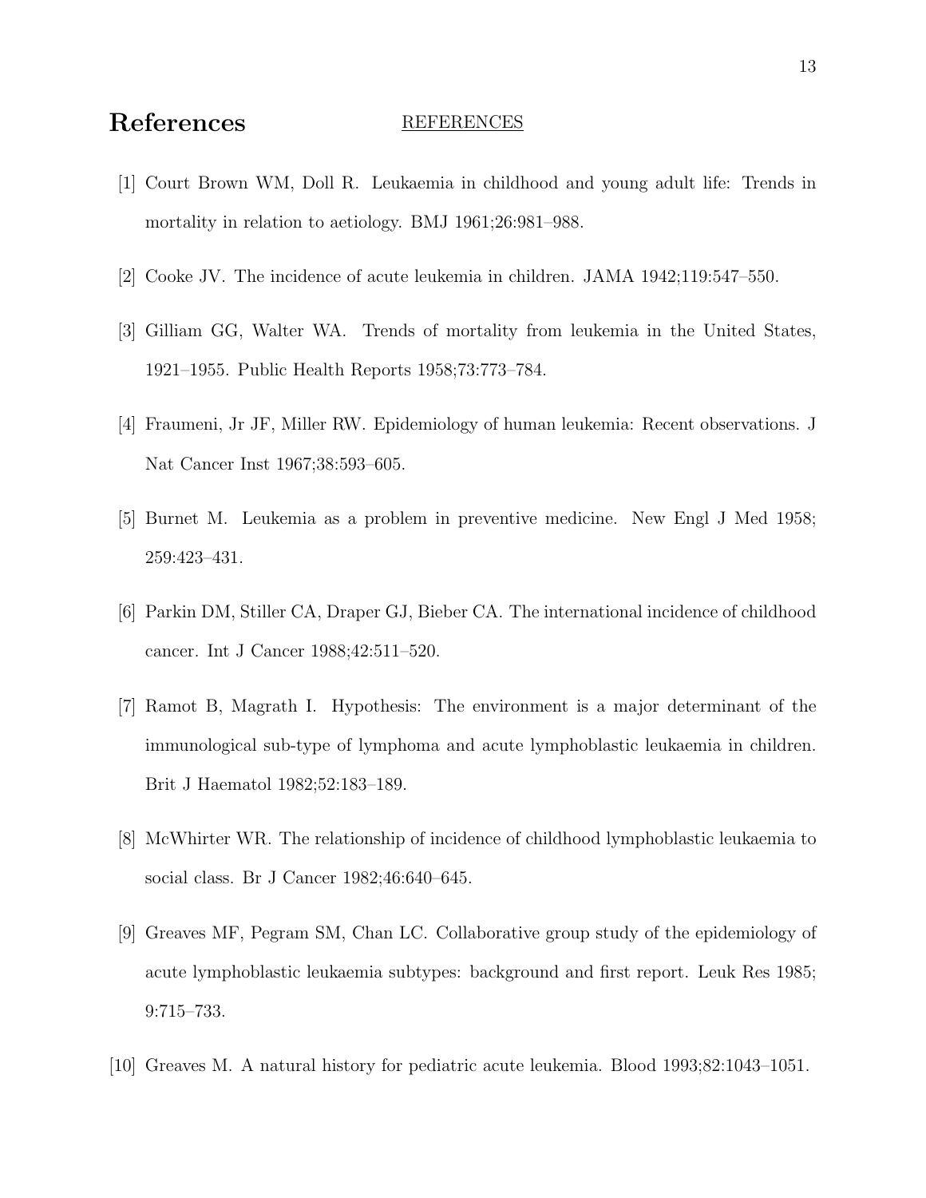# References

[1] Court Brown WM, Doll R. Leukaemia in childhood and young adult life: Trends in mortality in relation to aetiology. BMJ 1961;26:981–988.

[2] Cooke JV. The incidence of acute leukemia in children. JAMA 1942;119:547–550.

[3] Gilliam GG, Walter WA. Trends of mortality from leukemia in the United States, 1921–1955. Public Health Reports 1958;73:773–784.

[4] Fraumeni, Jr JF, Miller RW. Epidemiology of human leukemia: Recent observations. J Nat Cancer Inst 1967;38:593–605.

[5] Burnet M. Leukemia as a problem in preventive medicine. New Engl J Med 1958; 259:423–431.

[6] Parkin DM, Stiller CA, Draper GJ, Bieber CA. The international incidence of childhood cancer. Int J Cancer 1988;42:511–520.

[7] Ramot B, Magrath I. Hypothesis: The environment is a major determinant of the immunological sub-type of lymphoma and acute lymphoblastic leukaemia in children. Brit J Haematol 1982;52:183–189.

[8] McWhirter WR. The relationship of incidence of childhood lymphoblastic leukaemia to social class. Br J Cancer 1982;46:640–645.

[9] Greaves MF, Pegram SM, Chan LC. Collaborative group study of the epidemiology of acute lymphoblastic leukaemia subtypes: background and first report. Leuk Res 1985; 9:715–733.

[10] Greaves M. A natural history for pediatric acute leukemia. Blood 1993;82:1043–1051.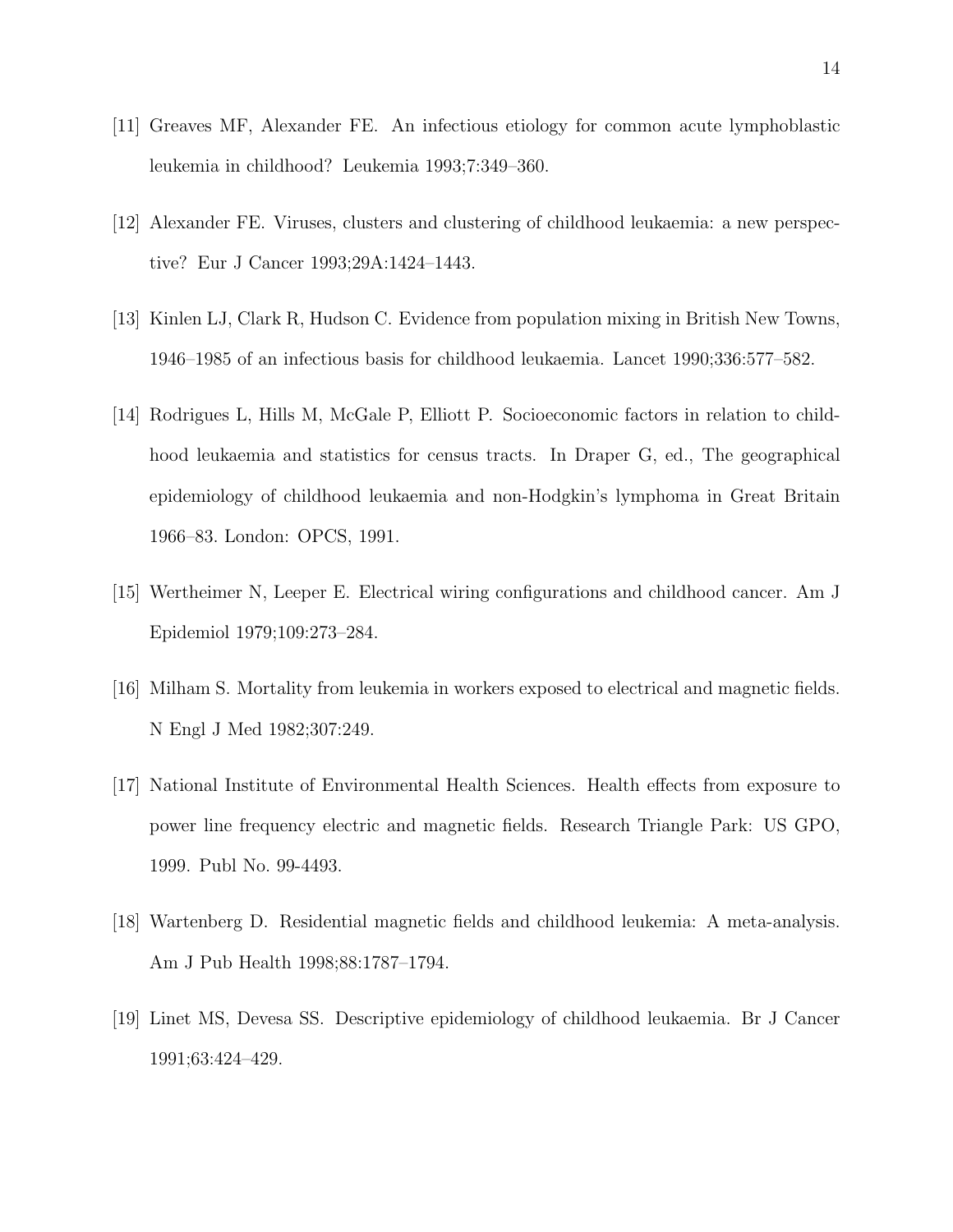[11] Greaves MF, Alexander FE. An infectious etiology for common acute lymphoblastic leukemia in childhood? Leukemia 1993;7:349–360.

[12] Alexander FE. Viruses, clusters and clustering of childhood leukaemia: a new perspective? Eur J Cancer 1993;29A:1424–1443.

[13] Kinlen LJ, Clark R, Hudson C. Evidence from population mixing in British New Towns, 1946–1985 of an infectious basis for childhood leukaemia. Lancet 1990;336:577–582.

[14] Rodrigues L, Hills M, McGale P, Elliott P. Socioeconomic factors in relation to childhood leukaemia and statistics for census tracts. In Draper G, ed., The geographical epidemiology of childhood leukaemia and non-Hodgkin's lymphoma in Great Britain 1966–83. London: OPCS, 1991.

[15] Wertheimer N, Leeper E. Electrical wiring configurations and childhood cancer. Am J Epidemiol 1979;109:273–284.

[16] Milham S. Mortality from leukemia in workers exposed to electrical and magnetic fields. N Engl J Med 1982;307:249.

[17] National Institute of Environmental Health Sciences. Health effects from exposure to power line frequency electric and magnetic fields. Research Triangle Park: US GPO, 1999. Publ No. 99-4493.

[18] Wartenberg D. Residential magnetic fields and childhood leukemia: A meta-analysis. Am J Pub Health 1998;88:1787–1794.

[19] Linet MS, Devesa SS. Descriptive epidemiology of childhood leukaemia. Br J Cancer 1991;63:424–429.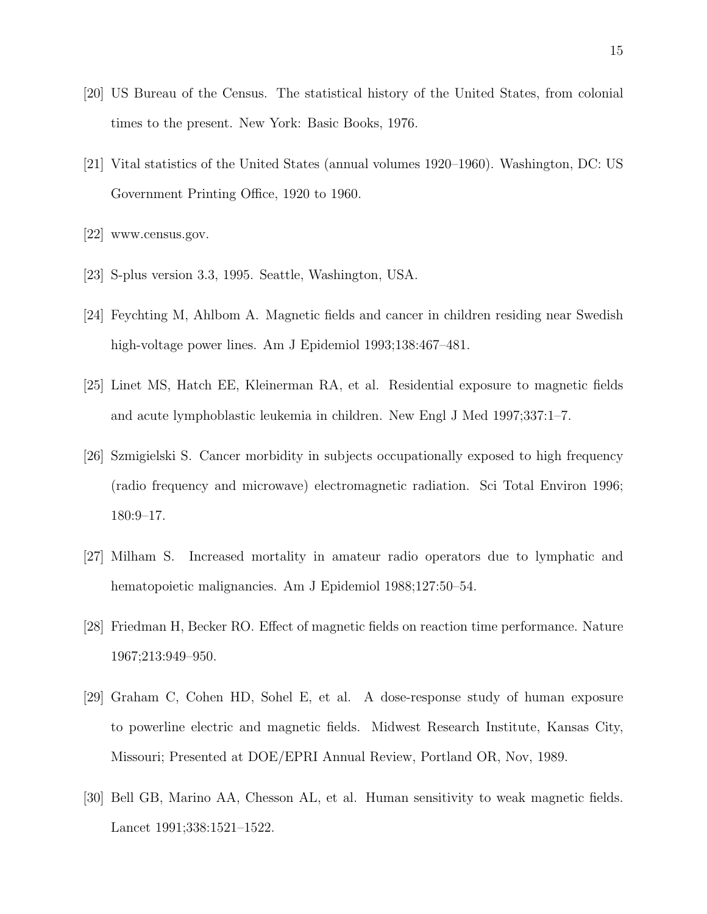[20] US Bureau of the Census. The statistical history of the United States, from colonial times to the present. New York: Basic Books, 1976.

[21] Vital statistics of the United States (annual volumes 1920–1960). Washington, DC: US Government Printing Office, 1920 to 1960.

[22] www.census.gov.

[23] S-plus version 3.3, 1995. Seattle, Washington, USA.

[24] Feychting M, Ahlbom A. Magnetic fields and cancer in children residing near Swedish high-voltage power lines. Am J Epidemiol 1993;138:467–481.

[25] Linet MS, Hatch EE, Kleinerman RA, et al. Residential exposure to magnetic fields and acute lymphoblastic leukemia in children. New Engl J Med 1997;337:1–7.

[26] Szmigielski S. Cancer morbidity in subjects occupationally exposed to high frequency (radio frequency and microwave) electromagnetic radiation. Sci Total Environ 1996; 180:9–17.

[27] Milham S. Increased mortality in amateur radio operators due to lymphatic and hematopoietic malignancies. Am J Epidemiol 1988;127:50–54.

[28] Friedman H, Becker RO. Effect of magnetic fields on reaction time performance. Nature 1967;213:949–950.

[29] Graham C, Cohen HD, Sohel E, et al. A dose-response study of human exposure to powerline electric and magnetic fields. Midwest Research Institute, Kansas City, Missouri; Presented at DOE/EPRI Annual Review, Portland OR, Nov, 1989.

[30] Bell GB, Marino AA, Chesson AL, et al. Human sensitivity to weak magnetic fields. Lancet 1991;338:1521–1522.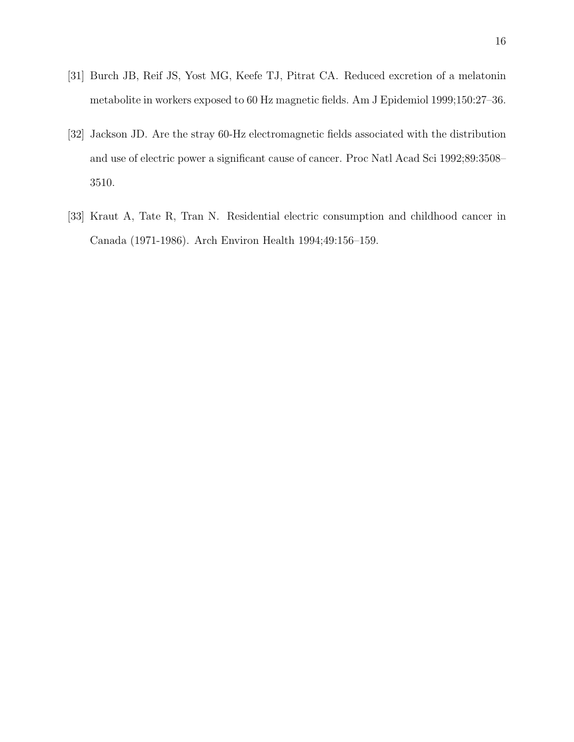[31] Burch JB, Reif JS, Yost MG, Keefe TJ, Pitrat CA. Reduced excretion of a melatonin metabolite in workers exposed to 60 Hz magnetic fields. Am J Epidemiol 1999;150:27–36.

[32] Jackson JD. Are the stray 60-Hz electromagnetic fields associated with the distribution and use of electric power a significant cause of cancer. Proc Natl Acad Sci 1992;89:3508–3510.

[33] Kraut A, Tate R, Tran N. Residential electric consumption and childhood cancer in Canada (1971-1986). Arch Environ Health 1994;49:156–159.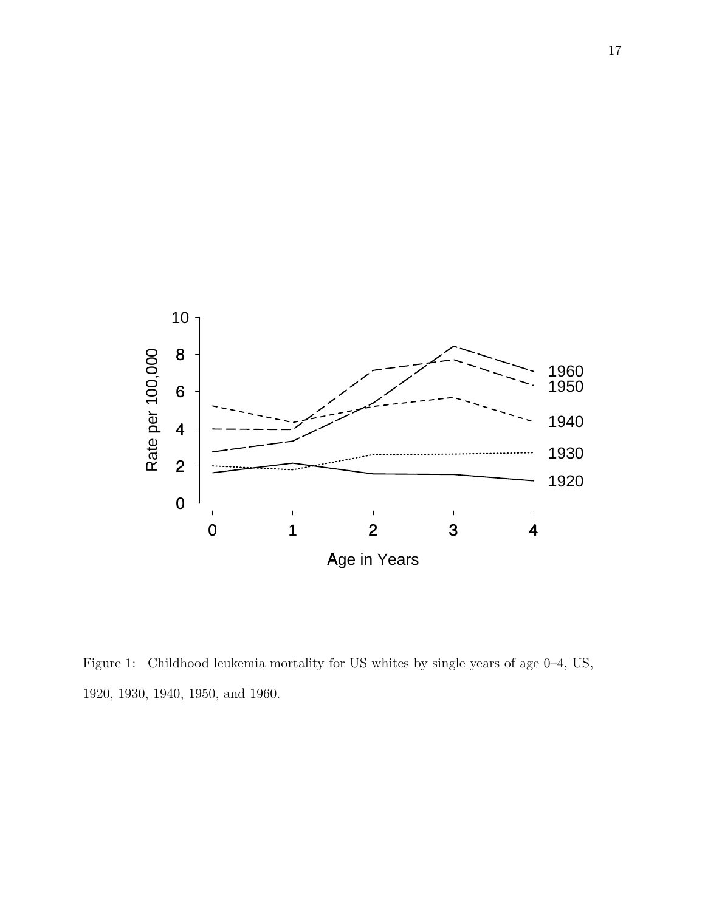Figure 1: Childhood leukemia mortality for US whites by single years of age 0–4, US, 1920, 1930, 1940, 1950, and 1960.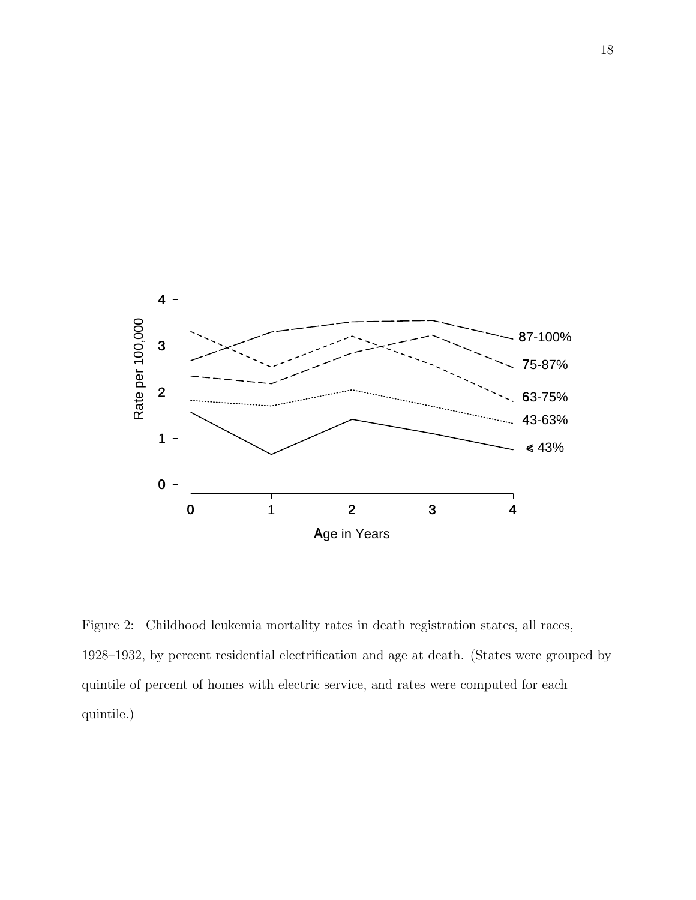Figure 2: Childhood leukemia mortality rates in death registration states, all races, 1928–1932, by percent residential electrification and age at death. (States were grouped by quintile of percent of homes with electric service, and rates were computed for each quintile.)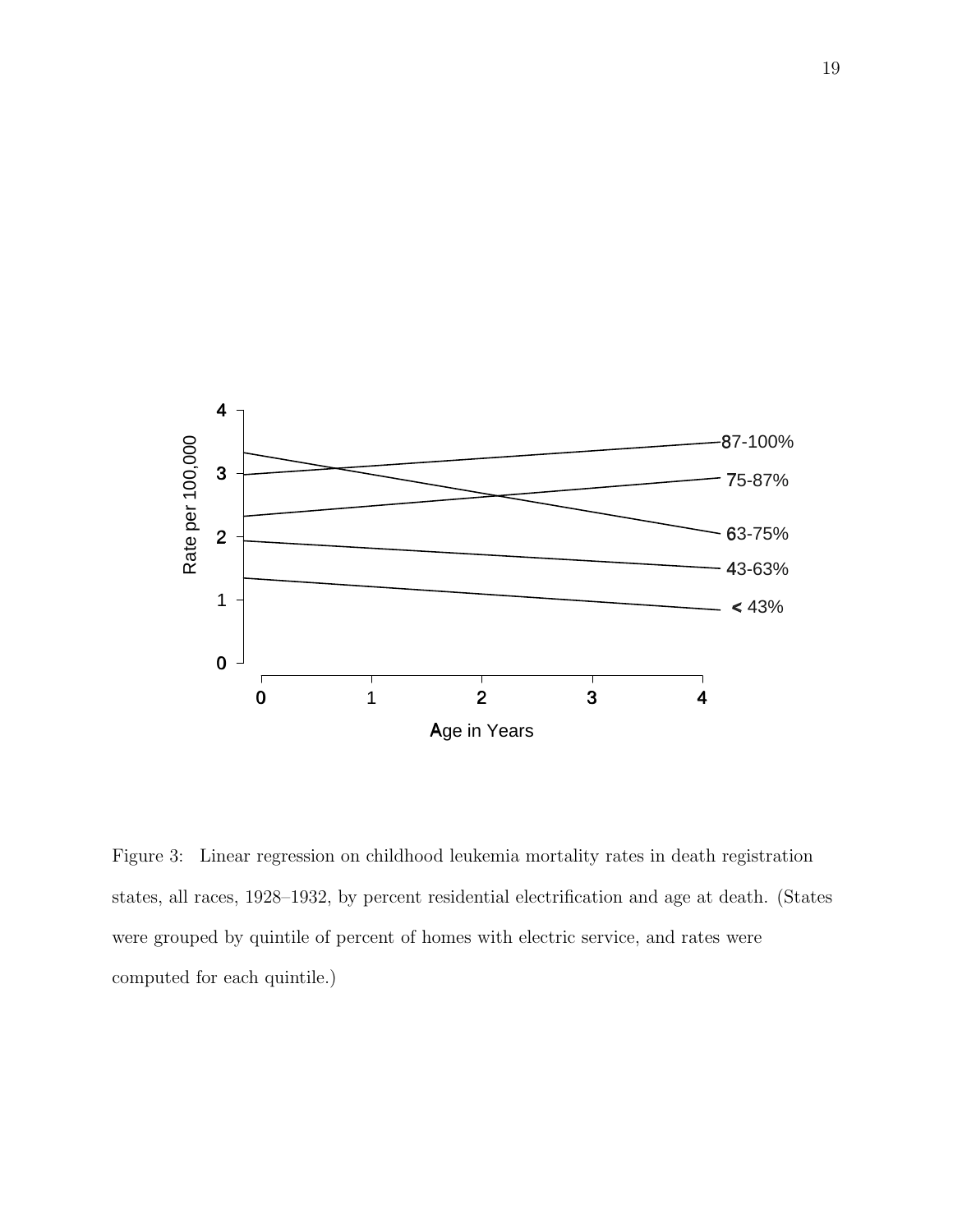Figure 3: Linear regression on childhood leukemia mortality rates in death registration states, all races, 1928–1932, by percent residential electrification and age at death. (States were grouped by quintile of percent of homes with electric service, and rates were computed for each quintile.)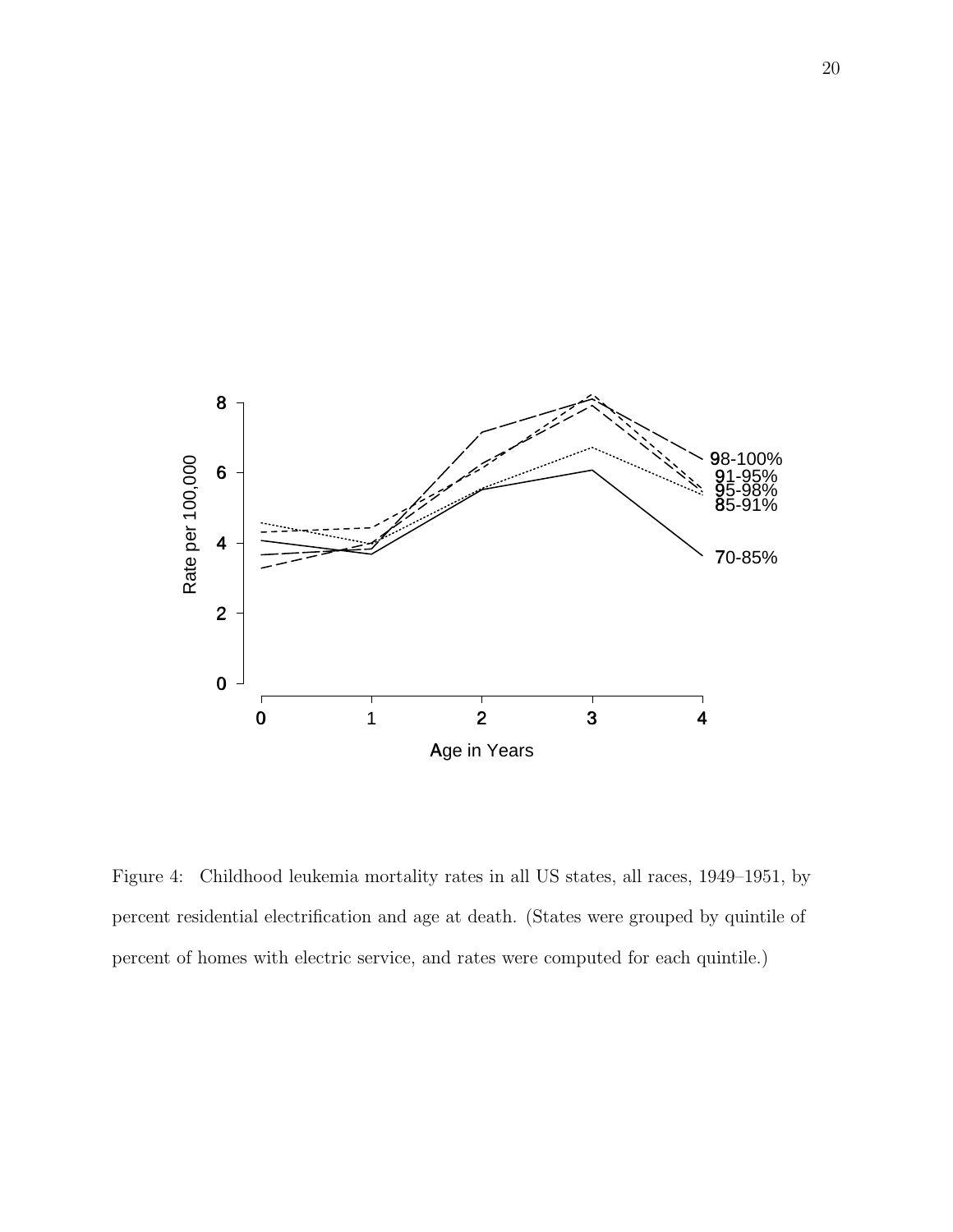8
6
4
2
0

Rate per 100,000

0
1
2
3
4

Age in Years

98-100%
91-95%
95-98%
85-91%
70-85%

Figure 4: Childhood leukemia mortality rates in all US states, all races, 1949–1951, by percent residential electrification and age at death. (States were grouped by quintile of percent of homes with electric service, and rates were computed for each quintile.)